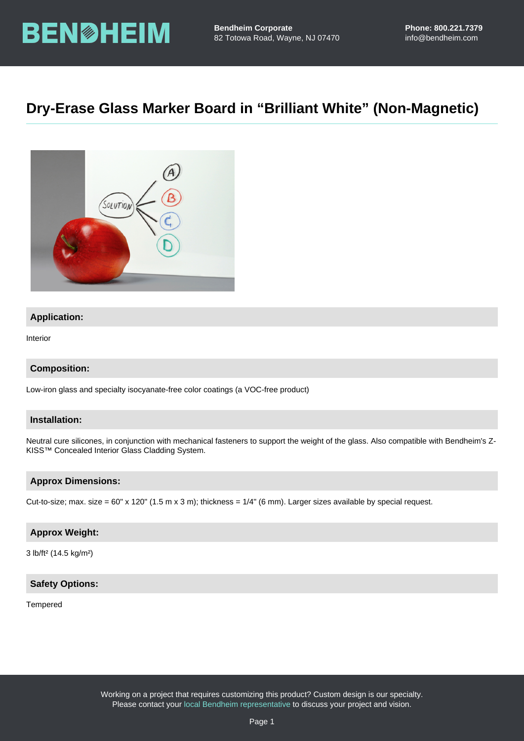# Dry-Erase Glass Marker Board in "Brilliant White" (Non-Magnetic)

## Application:

Interior

## Composition:

Low-iron glass and specialty isocyanate-free color coatings (a VOC-free product)

## Installation:

Neutral cure silicones, in conjunction with mechanical fasteners to support the weight of the glass. Also compatible with Bendheim's Z-KISS™ Concealed Interior Glass Cladding System.

## Approx Dimensions:

Cut-to-size; max. size = 60" x 120" (1.5 m x 3 m); thickness = 1/4" (6 mm). Larger sizes available by special request.

## Approx Weight:

3 lb/ft² (14.5 kg/m²)

## Safety Options:

Tempered

Working on a project that requires customizing this product? Custom design is our specialty.
Please contact your local Bendheim representative to discuss your project and vision.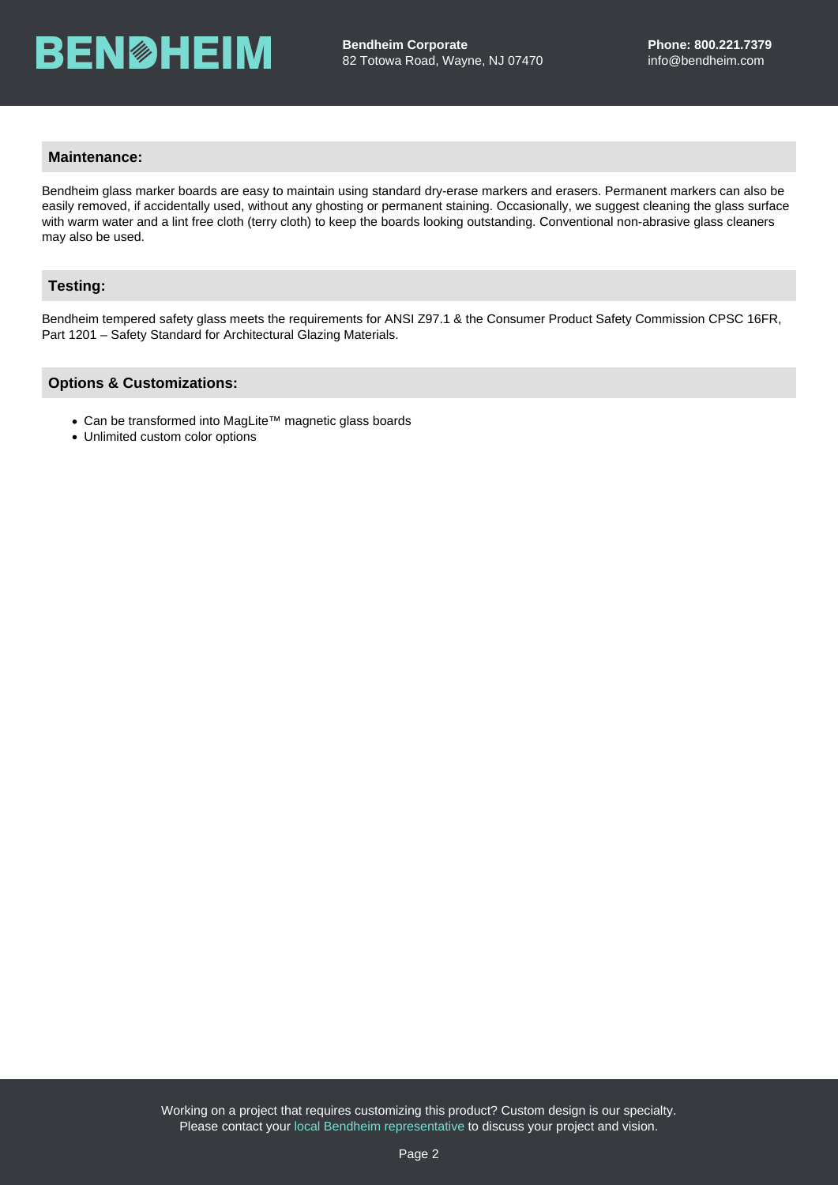## Maintenance:

Bendheim glass marker boards are easy to maintain using standard dry-erase markers and erasers. Permanent markers can also be easily removed, if accidentally used, without any ghosting or permanent staining. Occasionally, we suggest cleaning the glass surface with warm water and a lint free cloth (terry cloth) to keep the boards looking outstanding. Conventional non-abrasive glass cleaners may also be used.

## Testing:

Bendheim tempered safety glass meets the requirements for ANSI Z97.1 & the Consumer Product Safety Commission CPSC 16FR, Part 1201 – Safety Standard for Architectural Glazing Materials.

## Options & Customizations:

- Can be transformed into MagLite™ magnetic glass boards
- Unlimited custom color options

Working on a project that requires customizing this product? Custom design is our specialty.
Please contact your local Bendheim representative to discuss your project and vision.